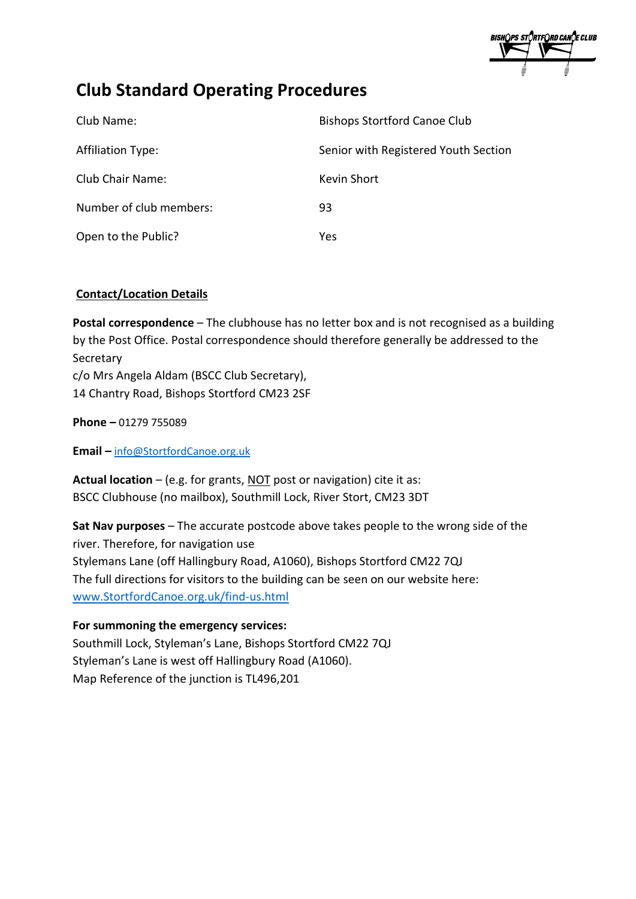# Club Standard Operating Procedures

| | |
|---|---|
| Club Name: | Bishops Stortford Canoe Club |
| Affiliation Type: | Senior with Registered Youth Section |
| Club Chair Name: | Kevin Short |
| Number of club members: | 93 |
| Open to the Public? | Yes |

## Contact/Location Details

**Postal correspondence** – The clubhouse has no letter box and is not recognised as a building by the Post Office. Postal correspondence should therefore generally be addressed to the Secretary
c/o Mrs Angela Aldam (BSCC Club Secretary),
14 Chantry Road, Bishops Stortford CM23 2SF

**Phone –** 01279 755089

**Email –** info@StortfordCanoe.org.uk

**Actual location** – (e.g. for grants, NOT post or navigation) cite it as:
BSCC Clubhouse (no mailbox), Southmill Lock, River Stort, CM23 3DT

**Sat Nav purposes** – The accurate postcode above takes people to the wrong side of the river. Therefore, for navigation use
Stylemans Lane (off Hallingbury Road, A1060), Bishops Stortford CM22 7QJ
The full directions for visitors to the building can be seen on our website here:
www.StortfordCanoe.org.uk/find-us.html

**For summoning the emergency services:**
Southmill Lock, Styleman's Lane, Bishops Stortford CM22 7QJ
Styleman's Lane is west off Hallingbury Road (A1060).
Map Reference of the junction is TL496,201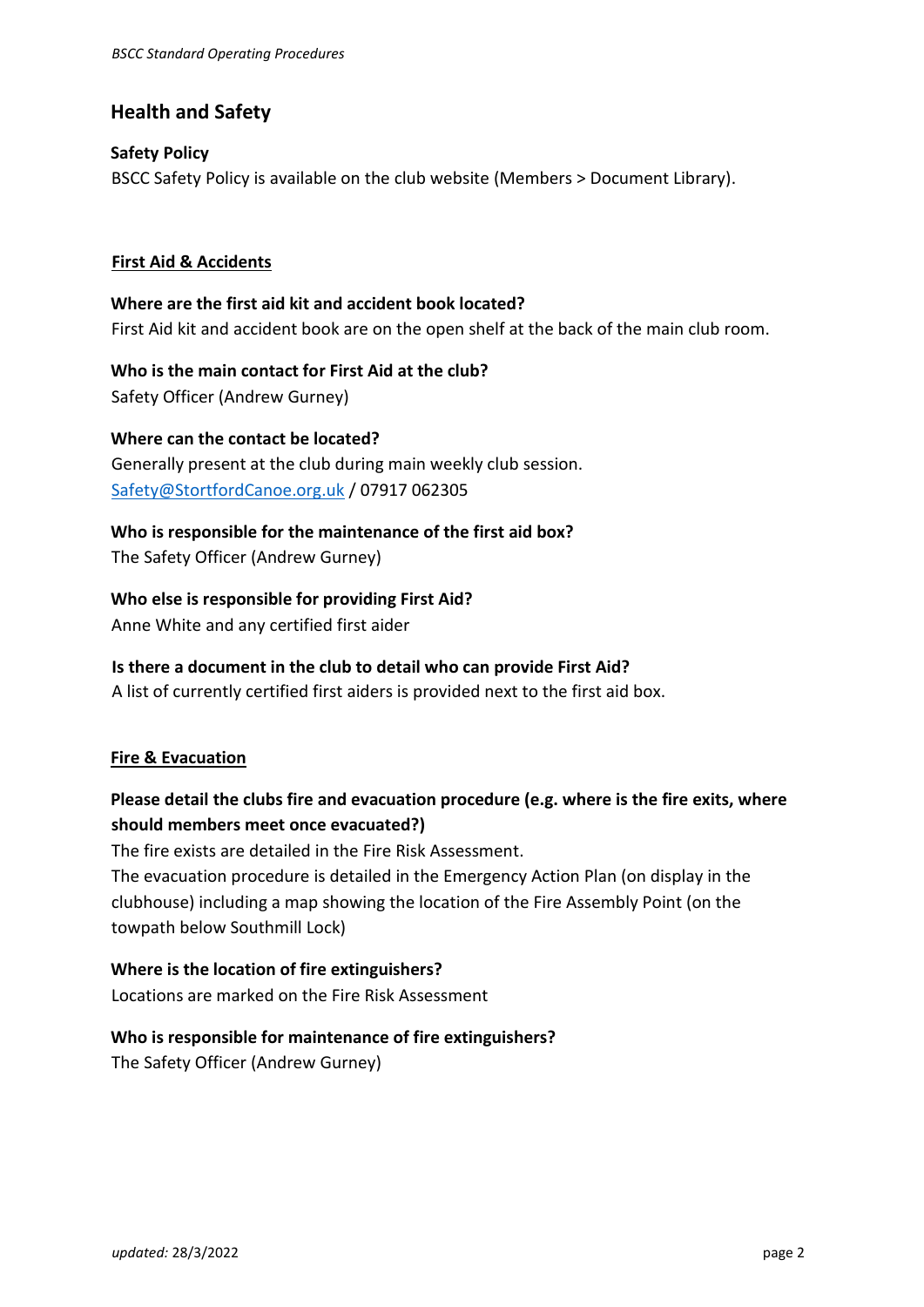## Health and Safety

**Safety Policy**

BSCC Safety Policy is available on the club website (Members > Document Library).

### First Aid & Accidents

**Where are the first aid kit and accident book located?**

First Aid kit and accident book are on the open shelf at the back of the main club room.

**Who is the main contact for First Aid at the club?**

Safety Officer (Andrew Gurney)

**Where can the contact be located?**

Generally present at the club during main weekly club session.
Safety@StortfordCanoe.org.uk / 07917 062305

**Who is responsible for the maintenance of the first aid box?**

The Safety Officer (Andrew Gurney)

**Who else is responsible for providing First Aid?**

Anne White and any certified first aider

**Is there a document in the club to detail who can provide First Aid?**

A list of currently certified first aiders is provided next to the first aid box.

### Fire & Evacuation

**Please detail the clubs fire and evacuation procedure (e.g. where is the fire exits, where should members meet once evacuated?)**

The fire exists are detailed in the Fire Risk Assessment.
The evacuation procedure is detailed in the Emergency Action Plan (on display in the clubhouse) including a map showing the location of the Fire Assembly Point (on the towpath below Southmill Lock)

**Where is the location of fire extinguishers?**

Locations are marked on the Fire Risk Assessment

**Who is responsible for maintenance of fire extinguishers?**

The Safety Officer (Andrew Gurney)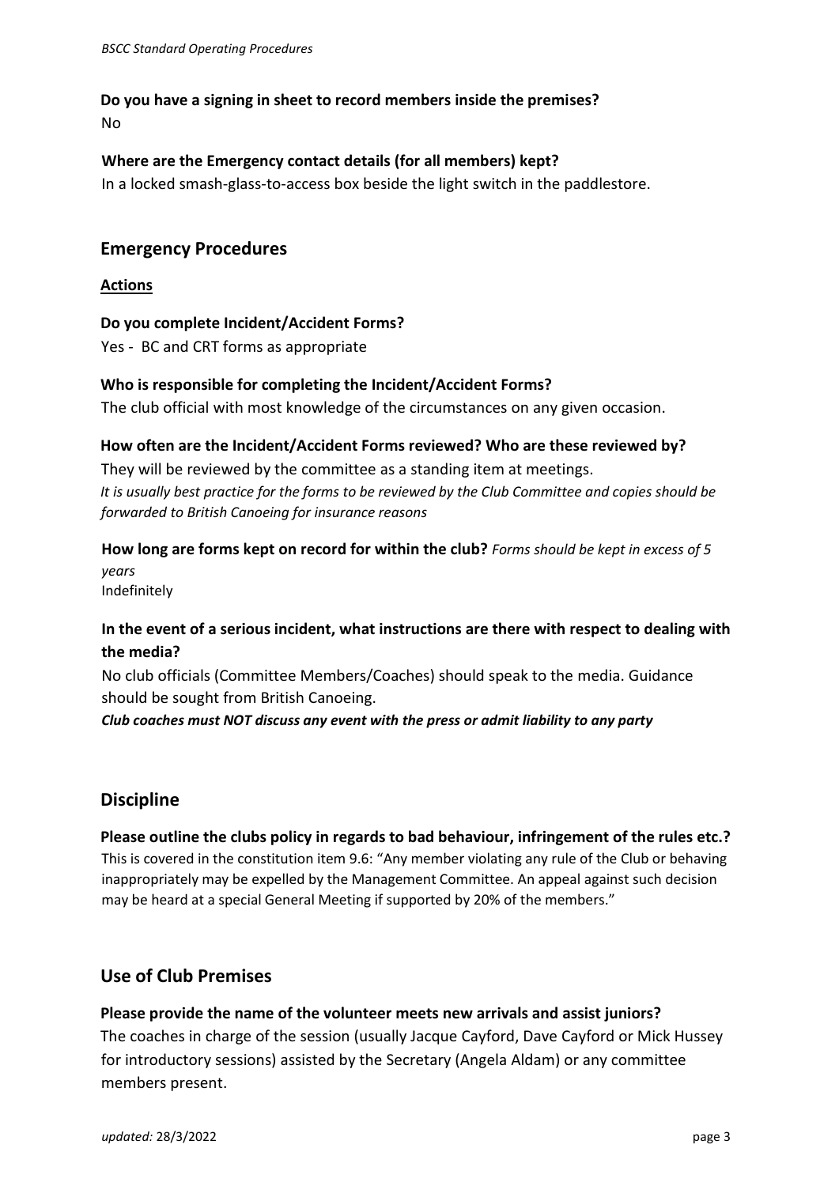**Do you have a signing in sheet to record members inside the premises?**

No

**Where are the Emergency contact details (for all members) kept?**

In a locked smash-glass-to-access box beside the light switch in the paddlestore.

## Emergency Procedures

**Actions**

**Do you complete Incident/Accident Forms?**

Yes - BC and CRT forms as appropriate

**Who is responsible for completing the Incident/Accident Forms?**

The club official with most knowledge of the circumstances on any given occasion.

**How often are the Incident/Accident Forms reviewed? Who are these reviewed by?**

They will be reviewed by the committee as a standing item at meetings.

*It is usually best practice for the forms to be reviewed by the Club Committee and copies should be forwarded to British Canoeing for insurance reasons*

**How long are forms kept on record for within the club?** *Forms should be kept in excess of 5 years*

Indefinitely

**In the event of a serious incident, what instructions are there with respect to dealing with the media?**

No club officials (Committee Members/Coaches) should speak to the media. Guidance should be sought from British Canoeing.

***Club coaches must NOT discuss any event with the press or admit liability to any party***

## Discipline

**Please outline the clubs policy in regards to bad behaviour, infringement of the rules etc.?**

This is covered in the constitution item 9.6: "Any member violating any rule of the Club or behaving inappropriately may be expelled by the Management Committee. An appeal against such decision may be heard at a special General Meeting if supported by 20% of the members."

## Use of Club Premises

**Please provide the name of the volunteer meets new arrivals and assist juniors?**

The coaches in charge of the session (usually Jacque Cayford, Dave Cayford or Mick Hussey for introductory sessions) assisted by the Secretary (Angela Aldam) or any committee members present.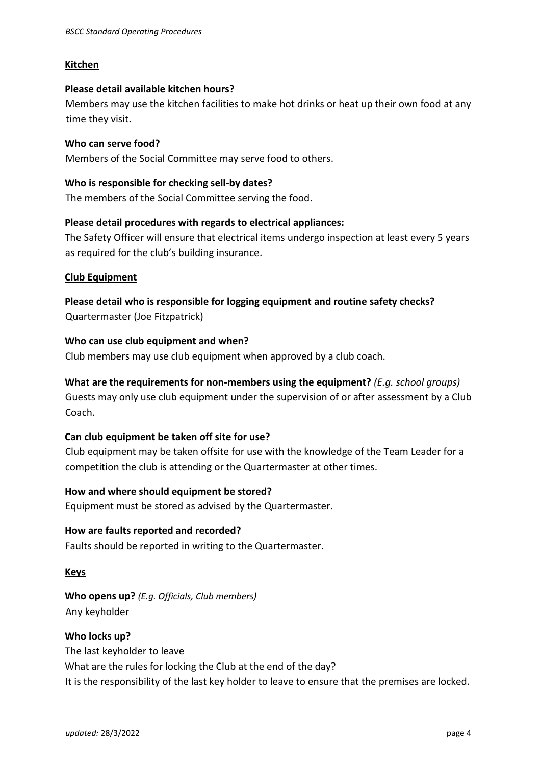## Kitchen

**Please detail available kitchen hours?**

Members may use the kitchen facilities to make hot drinks or heat up their own food at any time they visit.

**Who can serve food?**

Members of the Social Committee may serve food to others.

**Who is responsible for checking sell-by dates?**

The members of the Social Committee serving the food.

**Please detail procedures with regards to electrical appliances:**

The Safety Officer will ensure that electrical items undergo inspection at least every 5 years as required for the club's building insurance.

## Club Equipment

**Please detail who is responsible for logging equipment and routine safety checks?**

Quartermaster (Joe Fitzpatrick)

**Who can use club equipment and when?**

Club members may use club equipment when approved by a club coach.

**What are the requirements for non-members using the equipment?** *(E.g. school groups)*

Guests may only use club equipment under the supervision of or after assessment by a Club Coach.

**Can club equipment be taken off site for use?**

Club equipment may be taken offsite for use with the knowledge of the Team Leader for a competition the club is attending or the Quartermaster at other times.

**How and where should equipment be stored?**

Equipment must be stored as advised by the Quartermaster.

**How are faults reported and recorded?**

Faults should be reported in writing to the Quartermaster.

## Keys

**Who opens up?** *(E.g. Officials, Club members)*

Any keyholder

**Who locks up?**

The last keyholder to leave

What are the rules for locking the Club at the end of the day?

It is the responsibility of the last key holder to leave to ensure that the premises are locked.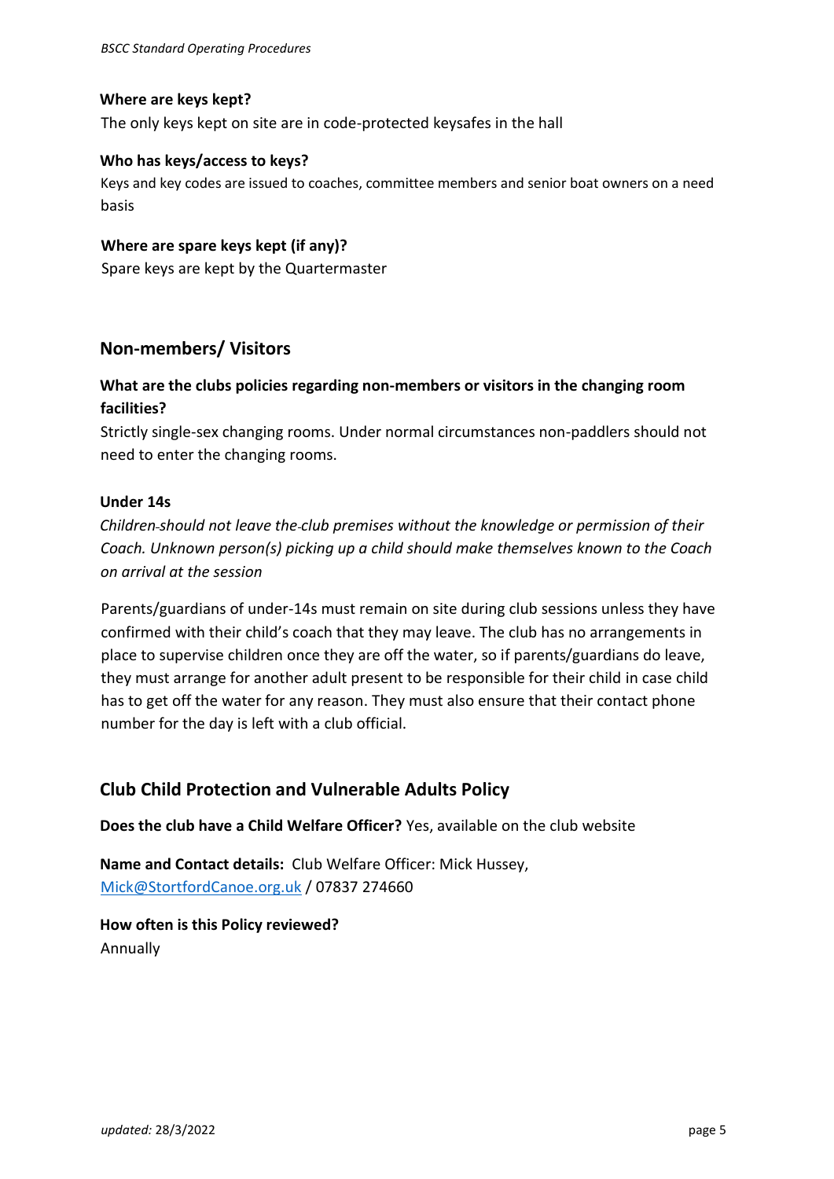**Where are keys kept?**

The only keys kept on site are in code-protected keysafes in the hall

**Who has keys/access to keys?**

Keys and key codes are issued to coaches, committee members and senior boat owners on a need basis

**Where are spare keys kept (if any)?**

Spare keys are kept by the Quartermaster

## Non-members/ Visitors

**What are the clubs policies regarding non-members or visitors in the changing room facilities?**

Strictly single-sex changing rooms. Under normal circumstances non-paddlers should not need to enter the changing rooms.

**Under 14s**

*Children should not leave the club premises without the knowledge or permission of their Coach. Unknown person(s) picking up a child should make themselves known to the Coach on arrival at the session*

Parents/guardians of under-14s must remain on site during club sessions unless they have confirmed with their child's coach that they may leave. The club has no arrangements in place to supervise children once they are off the water, so if parents/guardians do leave, they must arrange for another adult present to be responsible for their child in case child has to get off the water for any reason. They must also ensure that their contact phone number for the day is left with a club official.

## Club Child Protection and Vulnerable Adults Policy

**Does the club have a Child Welfare Officer?** Yes, available on the club website

**Name and Contact details:** Club Welfare Officer: Mick Hussey, Mick@StortfordCanoe.org.uk / 07837 274660

**How often is this Policy reviewed?**

Annually

*updated:* 28/3/2022